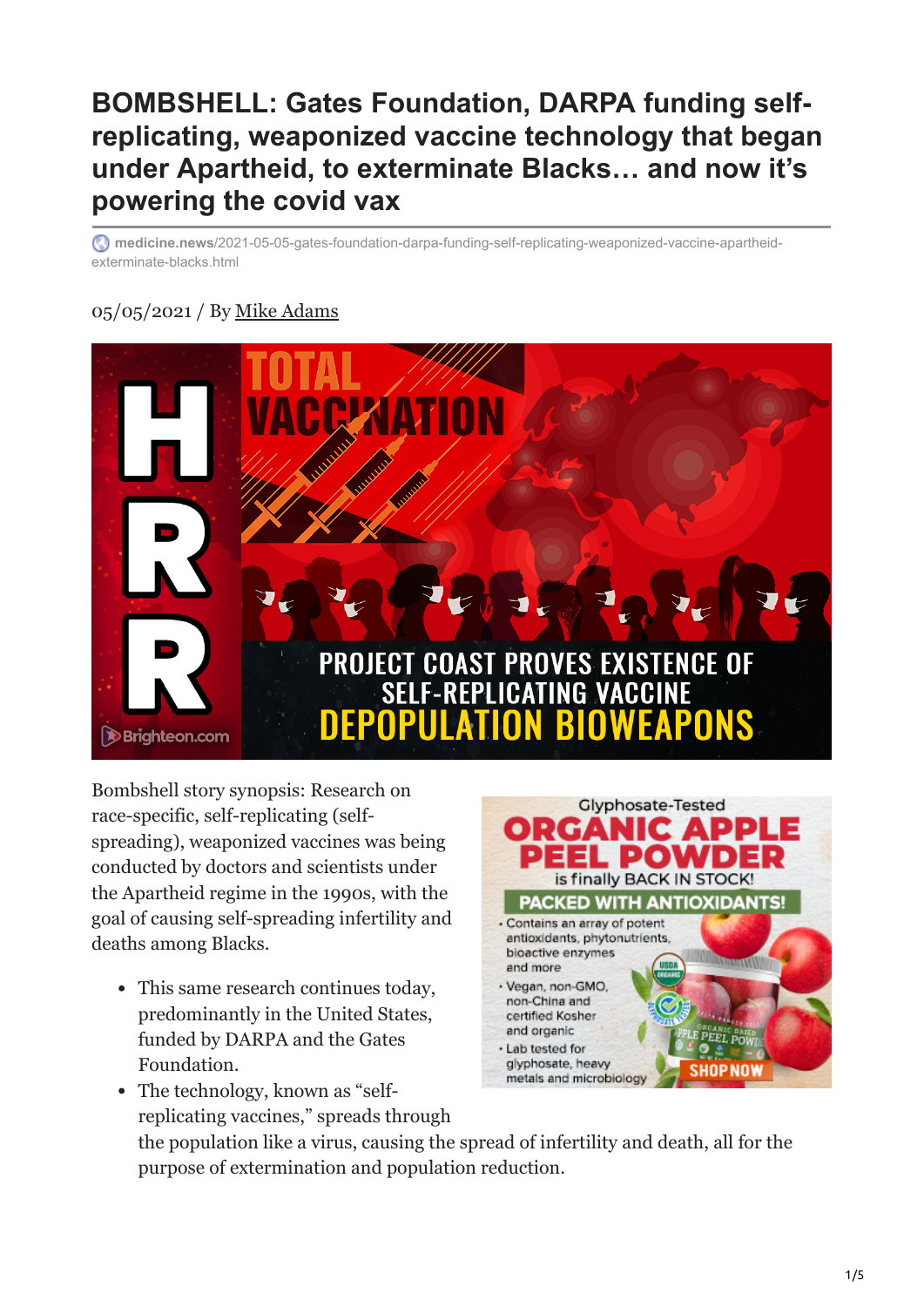# BOMBSHELL: Gates Foundation, DARPA funding self-replicating, weaponized vaccine technology that began under Apartheid, to exterminate Blacks… and now it's powering the covid vax

medicine.news/2021-05-05-gates-foundation-darpa-funding-self-replicating-weaponized-vaccine-apartheid-exterminate-blacks.html

05/05/2021 / By Mike Adams

Bombshell story synopsis: Research on race-specific, self-replicating (self-spreading), weaponized vaccines was being conducted by doctors and scientists under the Apartheid regime in the 1990s, with the goal of causing self-spreading infertility and deaths among Blacks.

- This same research continues today, predominantly in the United States, funded by DARPA and the Gates Foundation.
- The technology, known as "self-replicating vaccines," spreads through the population like a virus, causing the spread of infertility and death, all for the purpose of extermination and population reduction.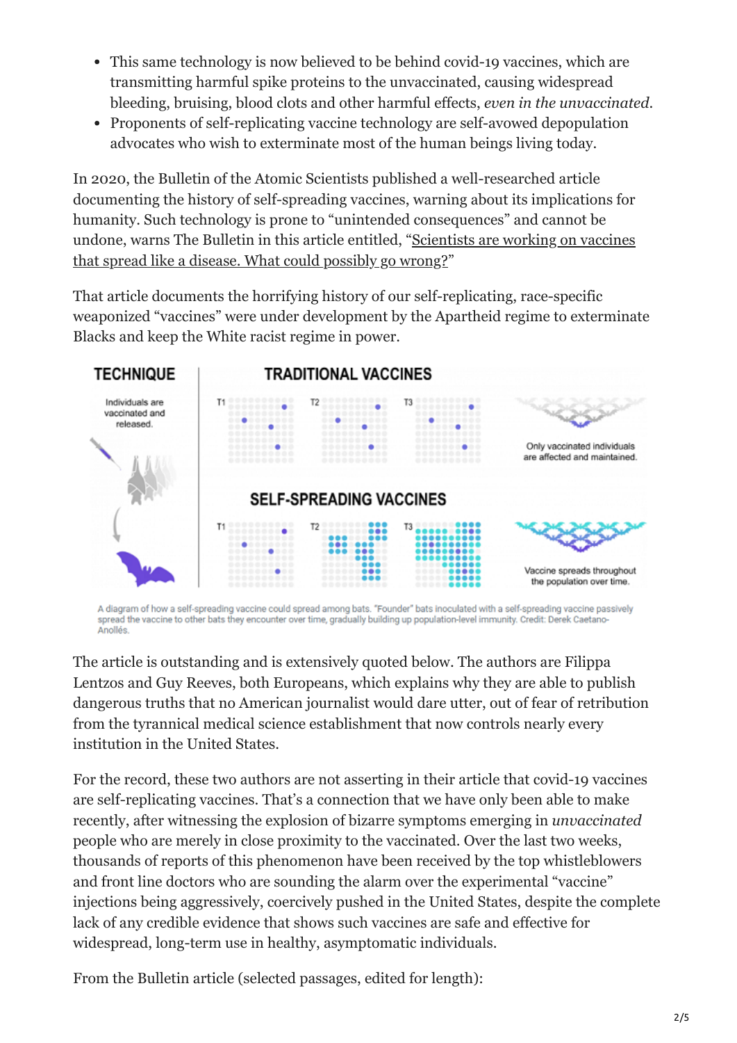- This same technology is now believed to be behind covid-19 vaccines, which are transmitting harmful spike proteins to the unvaccinated, causing widespread bleeding, bruising, blood clots and other harmful effects, *even in the unvaccinated*.
- Proponents of self-replicating vaccine technology are self-avowed depopulation advocates who wish to exterminate most of the human beings living today.

In 2020, the Bulletin of the Atomic Scientists published a well-researched article documenting the history of self-spreading vaccines, warning about its implications for humanity. Such technology is prone to "unintended consequences" and cannot be undone, warns The Bulletin in this article entitled, "Scientists are working on vaccines that spread like a disease. What could possibly go wrong?"

That article documents the horrifying history of our self-replicating, race-specific weaponized "vaccines" were under development by the Apartheid regime to exterminate Blacks and keep the White racist regime in power.

A diagram of how a self-spreading vaccine could spread among bats. "Founder" bats inoculated with a self-spreading vaccine passively spread the vaccine to other bats they encounter over time, gradually building up population-level immunity. Credit: Derek Caetano-Anollés.

The article is outstanding and is extensively quoted below. The authors are Filippa Lentzos and Guy Reeves, both Europeans, which explains why they are able to publish dangerous truths that no American journalist would dare utter, out of fear of retribution from the tyrannical medical science establishment that now controls nearly every institution in the United States.

For the record, these two authors are not asserting in their article that covid-19 vaccines are self-replicating vaccines. That's a connection that we have only been able to make recently, after witnessing the explosion of bizarre symptoms emerging in *unvaccinated* people who are merely in close proximity to the vaccinated. Over the last two weeks, thousands of reports of this phenomenon have been received by the top whistleblowers and front line doctors who are sounding the alarm over the experimental "vaccine" injections being aggressively, coercively pushed in the United States, despite the complete lack of any credible evidence that shows such vaccines are safe and effective for widespread, long-term use in healthy, asymptomatic individuals.

From the Bulletin article (selected passages, edited for length):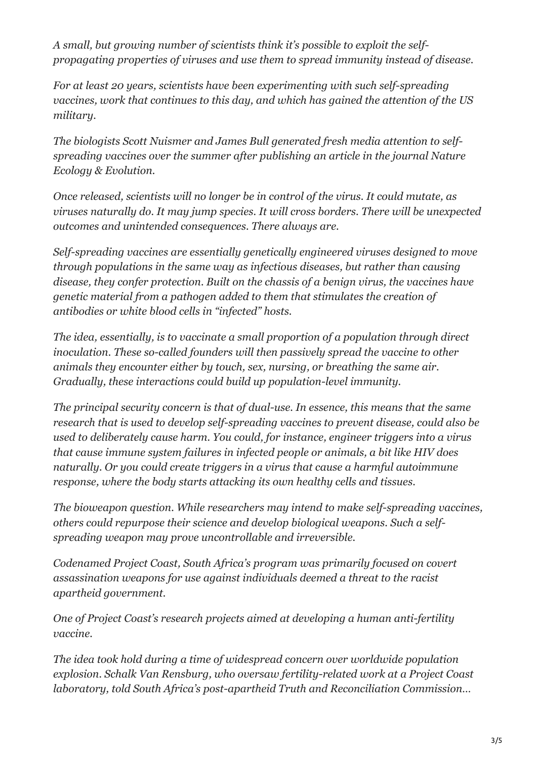*A small, but growing number of scientists think it's possible to exploit the self-propagating properties of viruses and use them to spread immunity instead of disease.*

*For at least 20 years, scientists have been experimenting with such self-spreading vaccines, work that continues to this day, and which has gained the attention of the US military.*

*The biologists Scott Nuismer and James Bull generated fresh media attention to self-spreading vaccines over the summer after publishing an article in the journal Nature Ecology & Evolution.*

*Once released, scientists will no longer be in control of the virus. It could mutate, as viruses naturally do. It may jump species. It will cross borders. There will be unexpected outcomes and unintended consequences. There always are.*

*Self-spreading vaccines are essentially genetically engineered viruses designed to move through populations in the same way as infectious diseases, but rather than causing disease, they confer protection. Built on the chassis of a benign virus, the vaccines have genetic material from a pathogen added to them that stimulates the creation of antibodies or white blood cells in "infected" hosts.*

*The idea, essentially, is to vaccinate a small proportion of a population through direct inoculation. These so-called founders will then passively spread the vaccine to other animals they encounter either by touch, sex, nursing, or breathing the same air. Gradually, these interactions could build up population-level immunity.*

*The principal security concern is that of dual-use. In essence, this means that the same research that is used to develop self-spreading vaccines to prevent disease, could also be used to deliberately cause harm. You could, for instance, engineer triggers into a virus that cause immune system failures in infected people or animals, a bit like HIV does naturally. Or you could create triggers in a virus that cause a harmful autoimmune response, where the body starts attacking its own healthy cells and tissues.*

*The bioweapon question. While researchers may intend to make self-spreading vaccines, others could repurpose their science and develop biological weapons. Such a self-spreading weapon may prove uncontrollable and irreversible.*

*Codenamed Project Coast, South Africa's program was primarily focused on covert assassination weapons for use against individuals deemed a threat to the racist apartheid government.*

*One of Project Coast's research projects aimed at developing a human anti-fertility vaccine.*

*The idea took hold during a time of widespread concern over worldwide population explosion. Schalk Van Rensburg, who oversaw fertility-related work at a Project Coast laboratory, told South Africa's post-apartheid Truth and Reconciliation Commission…*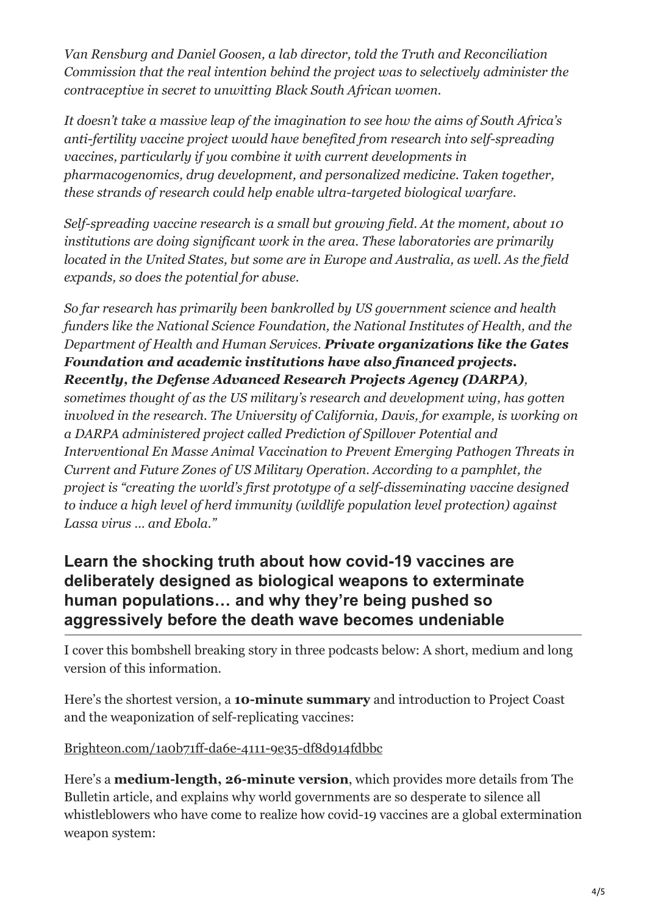*Van Rensburg and Daniel Goosen, a lab director, told the Truth and Reconciliation Commission that the real intention behind the project was to selectively administer the contraceptive in secret to unwitting Black South African women.*

*It doesn't take a massive leap of the imagination to see how the aims of South Africa's anti-fertility vaccine project would have benefited from research into self-spreading vaccines, particularly if you combine it with current developments in pharmacogenomics, drug development, and personalized medicine. Taken together, these strands of research could help enable ultra-targeted biological warfare.*

*Self-spreading vaccine research is a small but growing field. At the moment, about 10 institutions are doing significant work in the area. These laboratories are primarily located in the United States, but some are in Europe and Australia, as well. As the field expands, so does the potential for abuse.*

*So far research has primarily been bankrolled by US government science and health funders like the National Science Foundation, the National Institutes of Health, and the Department of Health and Human Services.* ***Private organizations like the Gates Foundation and academic institutions have also financed projects. Recently, the Defense Advanced Research Projects Agency (DARPA)****, sometimes thought of as the US military's research and development wing, has gotten involved in the research. The University of California, Davis, for example, is working on a DARPA administered project called Prediction of Spillover Potential and Interventional En Masse Animal Vaccination to Prevent Emerging Pathogen Threats in Current and Future Zones of US Military Operation. According to a pamphlet, the project is "creating the world's first prototype of a self-disseminating vaccine designed to induce a high level of herd immunity (wildlife population level protection) against Lassa virus … and Ebola."*

## Learn the shocking truth about how covid-19 vaccines are deliberately designed as biological weapons to exterminate human populations… and why they're being pushed so aggressively before the death wave becomes undeniable

I cover this bombshell breaking story in three podcasts below: A short, medium and long version of this information.

Here's the shortest version, a **10-minute summary** and introduction to Project Coast and the weaponization of self-replicating vaccines:

Brighteon.com/1a0b71ff-da6e-4111-9e35-df8d914fdbbc

Here's a **medium-length, 26-minute version**, which provides more details from The Bulletin article, and explains why world governments are so desperate to silence all whistleblowers who have come to realize how covid-19 vaccines are a global extermination weapon system: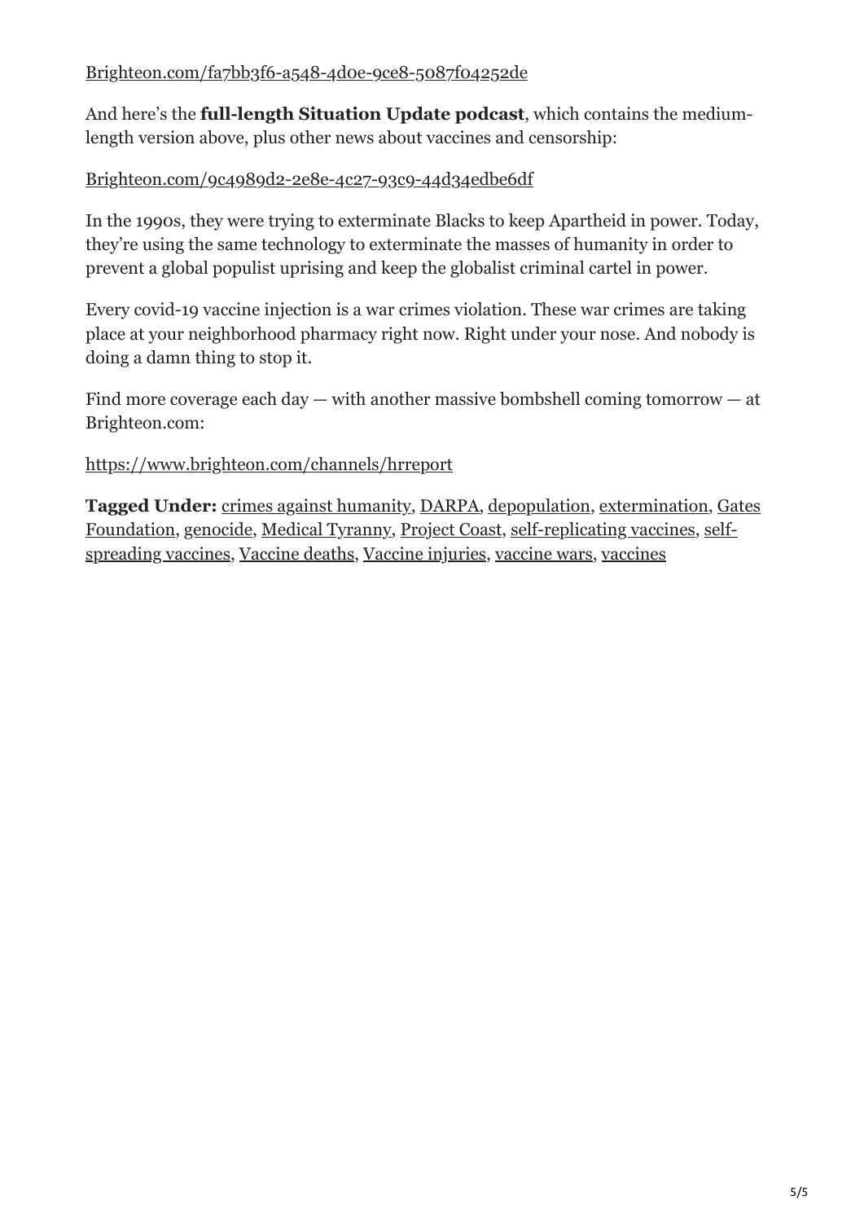Brighteon.com/fa7bb3f6-a548-4d0e-9ce8-5087f04252de

And here's the **full-length Situation Update podcast**, which contains the medium-length version above, plus other news about vaccines and censorship:

Brighteon.com/9c4989d2-2e8e-4c27-93c9-44d34edbe6df

In the 1990s, they were trying to exterminate Blacks to keep Apartheid in power. Today, they're using the same technology to exterminate the masses of humanity in order to prevent a global populist uprising and keep the globalist criminal cartel in power.

Every covid-19 vaccine injection is a war crimes violation. These war crimes are taking place at your neighborhood pharmacy right now. Right under your nose. And nobody is doing a damn thing to stop it.

Find more coverage each day — with another massive bombshell coming tomorrow — at Brighteon.com:

https://www.brighteon.com/channels/hrreport

**Tagged Under:** crimes against humanity, DARPA, depopulation, extermination, Gates Foundation, genocide, Medical Tyranny, Project Coast, self-replicating vaccines, self-spreading vaccines, Vaccine deaths, Vaccine injuries, vaccine wars, vaccines